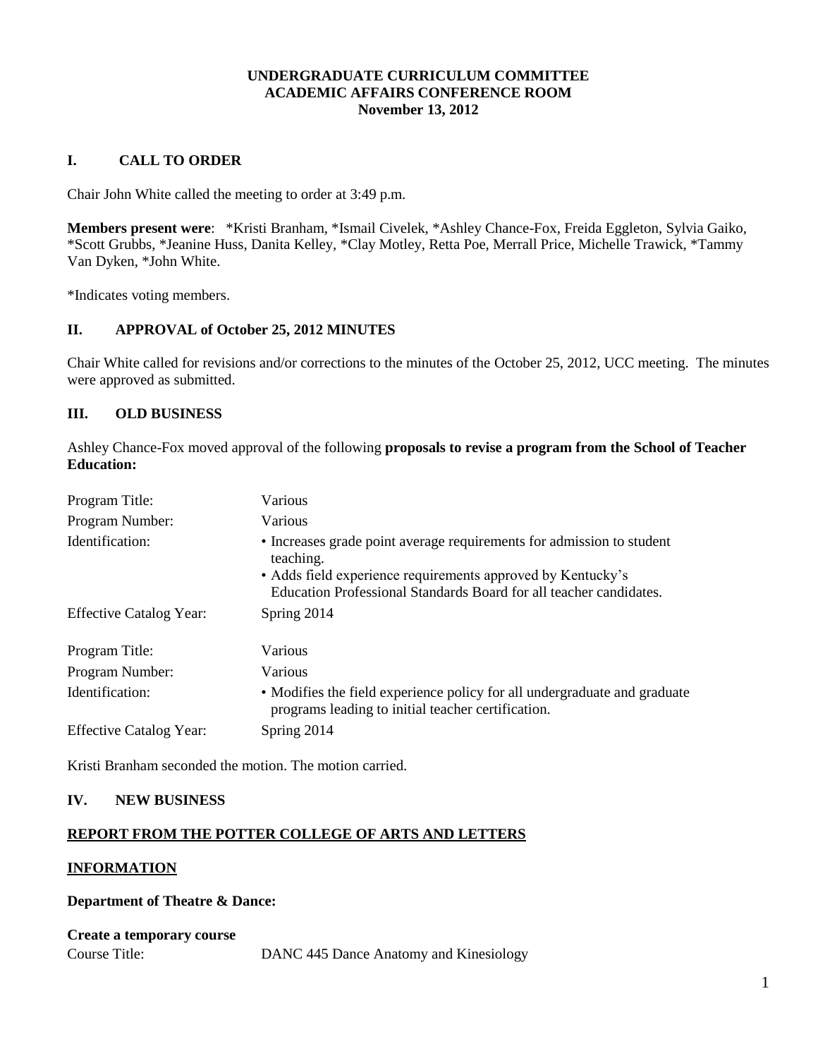**UNDERGRADUATE CURRICULUM COMMITTEE**
**ACADEMIC AFFAIRS CONFERENCE ROOM**
**November 13, 2012**

## I. CALL TO ORDER

Chair John White called the meeting to order at 3:49 p.m.

**Members present were**: *Kristi Branham, *Ismail Civelek, *Ashley Chance-Fox, Freida Eggleton, Sylvia Gaiko, *Scott Grubbs, *Jeanine Huss, Danita Kelley, *Clay Motley, Retta Poe, Merrall Price, Michelle Trawick, *Tammy Van Dyken, *John White.

*Indicates voting members.

## II. APPROVAL of October 25, 2012 MINUTES

Chair White called for revisions and/or corrections to the minutes of the October 25, 2012, UCC meeting. The minutes were approved as submitted.

## III. OLD BUSINESS

Ashley Chance-Fox moved approval of the following **proposals to revise a program from the School of Teacher Education:**

| | |
|---|---|
| Program Title: | Various |
| Program Number: | Various |
| Identification: | • Increases grade point average requirements for admission to student teaching.<br>• Adds field experience requirements approved by Kentucky's Education Professional Standards Board for all teacher candidates. |
| Effective Catalog Year: | Spring 2014 |

| | |
|---|---|
| Program Title: | Various |
| Program Number: | Various |
| Identification: | • Modifies the field experience policy for all undergraduate and graduate programs leading to initial teacher certification. |
| Effective Catalog Year: | Spring 2014 |

Kristi Branham seconded the motion. The motion carried.

## IV. NEW BUSINESS

**REPORT FROM THE POTTER COLLEGE OF ARTS AND LETTERS**

**INFORMATION**

**Department of Theatre & Dance:**

**Create a temporary course**

Course Title: DANC 445 Dance Anatomy and Kinesiology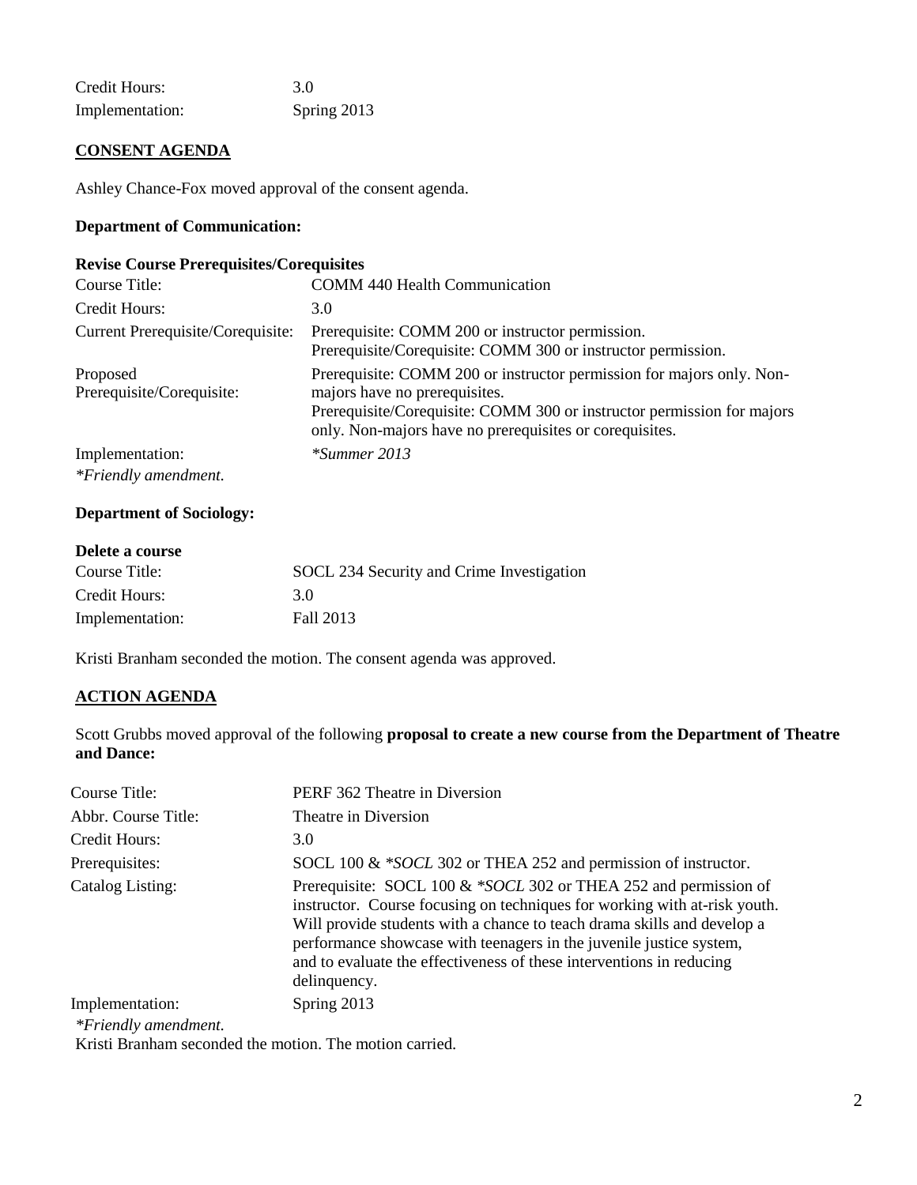| | |
|---|---|
| Credit Hours: | 3.0 |
| Implementation: | Spring 2013 |

**CONSENT AGENDA**

Ashley Chance-Fox moved approval of the consent agenda.

**Department of Communication:**

**Revise Course Prerequisites/Corequisites**

| | |
|---|---|
| Course Title: | COMM 440 Health Communication |
| Credit Hours: | 3.0 |
| Current Prerequisite/Corequisite: | Prerequisite: COMM 200 or instructor permission. Prerequisite/Corequisite: COMM 300 or instructor permission. |
| Proposed Prerequisite/Corequisite: | Prerequisite: COMM 200 or instructor permission for majors only. Non-majors have no prerequisites. Prerequisite/Corequisite: COMM 300 or instructor permission for majors only. Non-majors have no prerequisites or corequisites. |
| Implementation: | *\*Summer 2013* |

*\*Friendly amendment.*

**Department of Sociology:**

**Delete a course**

| | |
|---|---|
| Course Title: | SOCL 234 Security and Crime Investigation |
| Credit Hours: | 3.0 |
| Implementation: | Fall 2013 |

Kristi Branham seconded the motion. The consent agenda was approved.

**ACTION AGENDA**

Scott Grubbs moved approval of the following **proposal to create a new course from the Department of Theatre and Dance:**

| | |
|---|---|
| Course Title: | PERF 362 Theatre in Diversion |
| Abbr. Course Title: | Theatre in Diversion |
| Credit Hours: | 3.0 |
| Prerequisites: | SOCL 100 & *\*SOCL* 302 or THEA 252 and permission of instructor. |
| Catalog Listing: | Prerequisite: SOCL 100 & *\*SOCL* 302 or THEA 252 and permission of instructor. Course focusing on techniques for working with at-risk youth. Will provide students with a chance to teach drama skills and develop a performance showcase with teenagers in the juvenile justice system, and to evaluate the effectiveness of these interventions in reducing delinquency. |
| Implementation: | Spring 2013 |

*\*Friendly amendment.*

Kristi Branham seconded the motion. The motion carried.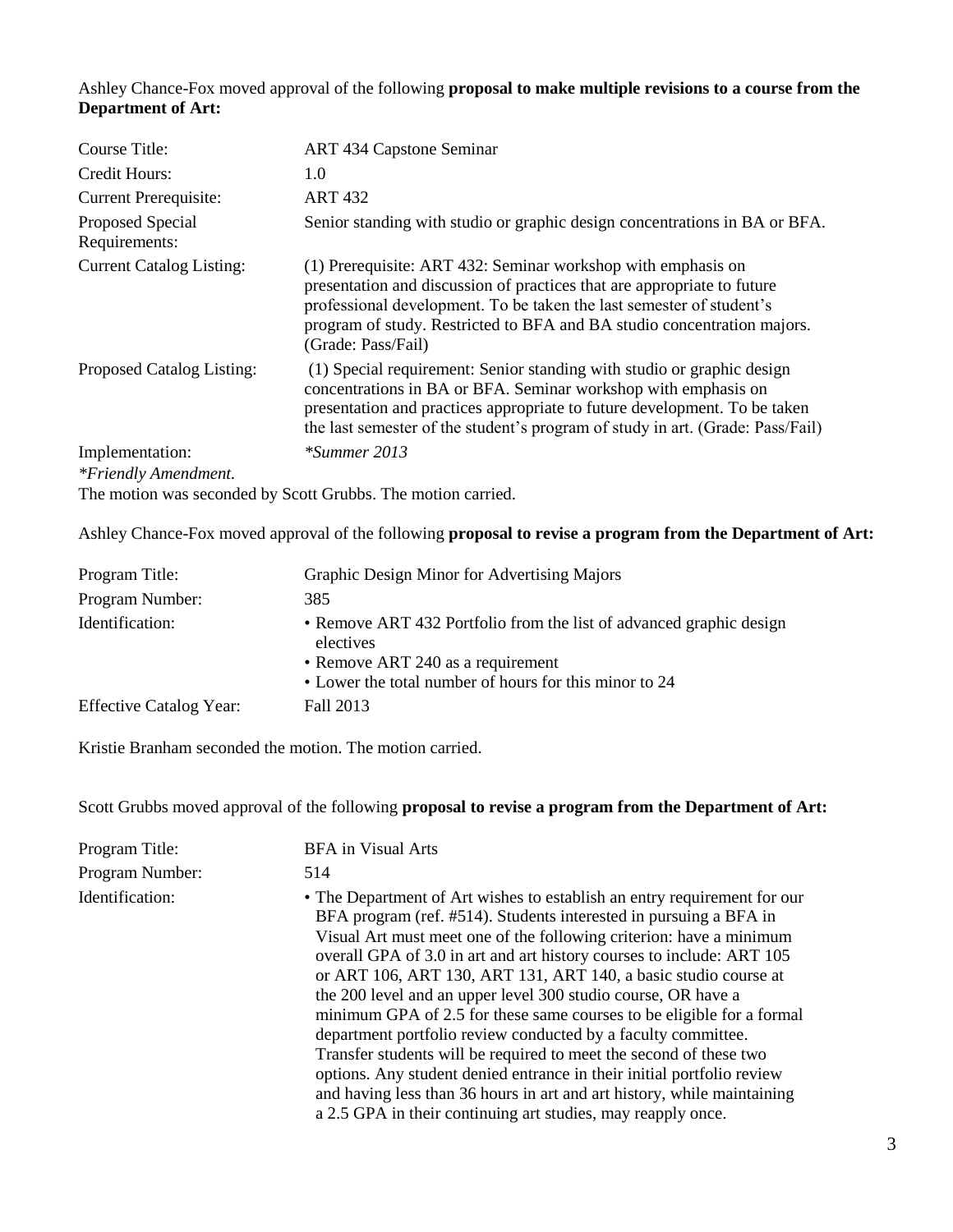Ashley Chance-Fox moved approval of the following **proposal to make multiple revisions to a course from the Department of Art:**

| | |
|---|---|
| Course Title: | ART 434 Capstone Seminar |
| Credit Hours: | 1.0 |
| Current Prerequisite: | ART 432 |
| Proposed Special Requirements: | Senior standing with studio or graphic design concentrations in BA or BFA. |
| Current Catalog Listing: | (1) Prerequisite: ART 432: Seminar workshop with emphasis on presentation and discussion of practices that are appropriate to future professional development. To be taken the last semester of student's program of study. Restricted to BFA and BA studio concentration majors. (Grade: Pass/Fail) |
| Proposed Catalog Listing: | (1) Special requirement: Senior standing with studio or graphic design concentrations in BA or BFA. Seminar workshop with emphasis on presentation and practices appropriate to future development. To be taken the last semester of the student's program of study in art. (Grade: Pass/Fail) |
| Implementation: | *\*Summer 2013* |

*\*Friendly Amendment.*

The motion was seconded by Scott Grubbs. The motion carried.

Ashley Chance-Fox moved approval of the following **proposal to revise a program from the Department of Art:**

| | |
|---|---|
| Program Title: | Graphic Design Minor for Advertising Majors |
| Program Number: | 385 |
| Identification: | • Remove ART 432 Portfolio from the list of advanced graphic design electives<br>• Remove ART 240 as a requirement<br>• Lower the total number of hours for this minor to 24 |
| Effective Catalog Year: | Fall 2013 |

Kristie Branham seconded the motion. The motion carried.

Scott Grubbs moved approval of the following **proposal to revise a program from the Department of Art:**

| | |
|---|---|
| Program Title: | BFA in Visual Arts |
| Program Number: | 514 |
| Identification: | • The Department of Art wishes to establish an entry requirement for our BFA program (ref. #514). Students interested in pursuing a BFA in Visual Art must meet one of the following criterion: have a minimum overall GPA of 3.0 in art and art history courses to include: ART 105 or ART 106, ART 130, ART 131, ART 140, a basic studio course at the 200 level and an upper level 300 studio course, OR have a minimum GPA of 2.5 for these same courses to be eligible for a formal department portfolio review conducted by a faculty committee. Transfer students will be required to meet the second of these two options. Any student denied entrance in their initial portfolio review and having less than 36 hours in art and art history, while maintaining a 2.5 GPA in their continuing art studies, may reapply once. |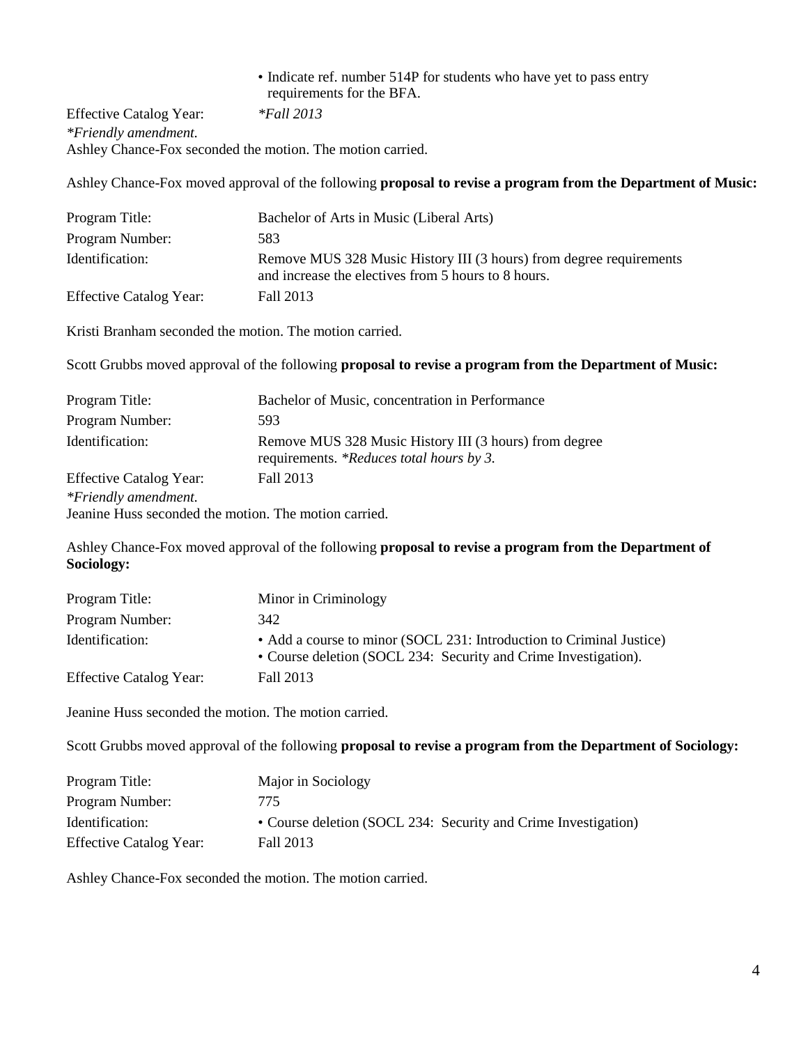| | |
|---|---|
| | • Indicate ref. number 514P for students who have yet to pass entry requirements for the BFA. |
| Effective Catalog Year: | *\*Fall 2013* |

*\*Friendly amendment.*

Ashley Chance-Fox seconded the motion. The motion carried.

Ashley Chance-Fox moved approval of the following **proposal to revise a program from the Department of Music:**

| | |
|---|---|
| Program Title: | Bachelor of Arts in Music (Liberal Arts) |
| Program Number: | 583 |
| Identification: | Remove MUS 328 Music History III (3 hours) from degree requirements and increase the electives from 5 hours to 8 hours. |
| Effective Catalog Year: | Fall 2013 |

Kristi Branham seconded the motion. The motion carried.

Scott Grubbs moved approval of the following **proposal to revise a program from the Department of Music:**

| | |
|---|---|
| Program Title: | Bachelor of Music, concentration in Performance |
| Program Number: | 593 |
| Identification: | Remove MUS 328 Music History III (3 hours) from degree requirements. *\*Reduces total hours by 3.* |
| Effective Catalog Year: | Fall 2013 |

*\*Friendly amendment.*

Jeanine Huss seconded the motion. The motion carried.

Ashley Chance-Fox moved approval of the following **proposal to revise a program from the Department of Sociology:**

| | |
|---|---|
| Program Title: | Minor in Criminology |
| Program Number: | 342 |
| Identification: | • Add a course to minor (SOCL 231: Introduction to Criminal Justice)<br>• Course deletion (SOCL 234: Security and Crime Investigation). |
| Effective Catalog Year: | Fall 2013 |

Jeanine Huss seconded the motion. The motion carried.

Scott Grubbs moved approval of the following **proposal to revise a program from the Department of Sociology:**

| | |
|---|---|
| Program Title: | Major in Sociology |
| Program Number: | 775 |
| Identification: | • Course deletion (SOCL 234: Security and Crime Investigation) |
| Effective Catalog Year: | Fall 2013 |

Ashley Chance-Fox seconded the motion. The motion carried.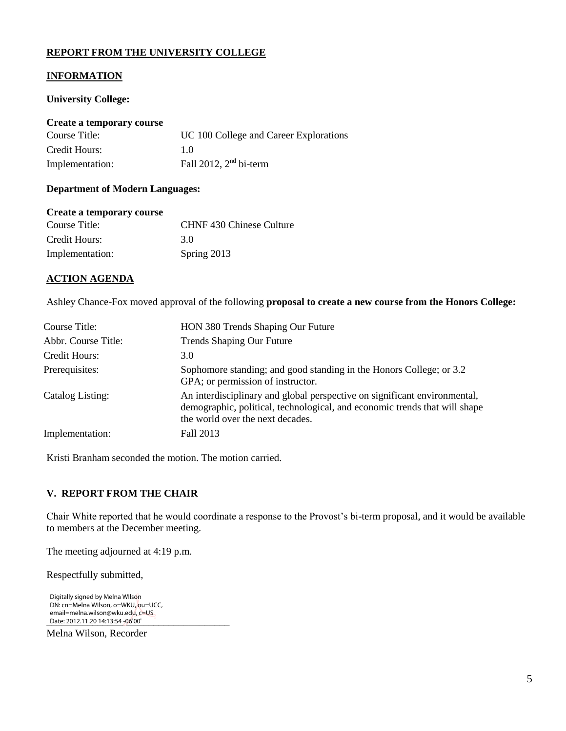**REPORT FROM THE UNIVERSITY COLLEGE**

**INFORMATION**

**University College:**

**Create a temporary course**

| | |
|---|---|
| Course Title: | UC 100 College and Career Explorations |
| Credit Hours: | 1.0 |
| Implementation: | Fall 2012, 2nd bi-term |

**Department of Modern Languages:**

**Create a temporary course**

| | |
|---|---|
| Course Title: | CHNF 430 Chinese Culture |
| Credit Hours: | 3.0 |
| Implementation: | Spring 2013 |

**ACTION AGENDA**

Ashley Chance-Fox moved approval of the following **proposal to create a new course from the Honors College:**

| | |
|---|---|
| Course Title: | HON 380 Trends Shaping Our Future |
| Abbr. Course Title: | Trends Shaping Our Future |
| Credit Hours: | 3.0 |
| Prerequisites: | Sophomore standing; and good standing in the Honors College; or 3.2 GPA; or permission of instructor. |
| Catalog Listing: | An interdisciplinary and global perspective on significant environmental, demographic, political, technological, and economic trends that will shape the world over the next decades. |
| Implementation: | Fall 2013 |

Kristi Branham seconded the motion. The motion carried.

**V. REPORT FROM THE CHAIR**

Chair White reported that he would coordinate a response to the Provost's bi-term proposal, and it would be available to members at the December meeting.

The meeting adjourned at 4:19 p.m.

Respectfully submitted,

Digitally signed by Melna WIlson
DN: cn=Melna WIlson, o=WKU, ou=UCC, email=melna.wilson@wku.edu, c=US
Date: 2012.11.20 14:13:54 -06'00'

Melna Wilson, Recorder